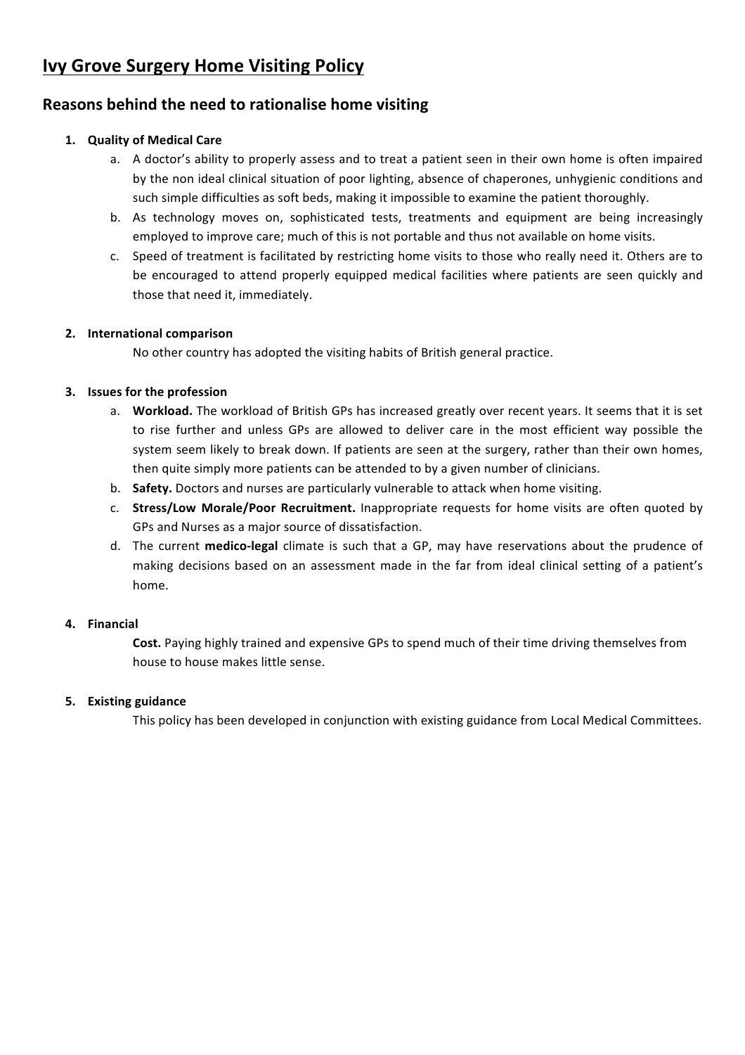# Ivy Grove Surgery Home Visiting Policy

## Reasons behind the need to rationalise home visiting

1. **Quality of Medical Care**
   a. A doctor's ability to properly assess and to treat a patient seen in their own home is often impaired by the non ideal clinical situation of poor lighting, absence of chaperones, unhygienic conditions and such simple difficulties as soft beds, making it impossible to examine the patient thoroughly.
   b. As technology moves on, sophisticated tests, treatments and equipment are being increasingly employed to improve care; much of this is not portable and thus not available on home visits.
   c. Speed of treatment is facilitated by restricting home visits to those who really need it. Others are to be encouraged to attend properly equipped medical facilities where patients are seen quickly and those that need it, immediately.

2. **International comparison**

   No other country has adopted the visiting habits of British general practice.

3. **Issues for the profession**
   a. **Workload.** The workload of British GPs has increased greatly over recent years. It seems that it is set to rise further and unless GPs are allowed to deliver care in the most efficient way possible the system seem likely to break down. If patients are seen at the surgery, rather than their own homes, then quite simply more patients can be attended to by a given number of clinicians.
   b. **Safety.** Doctors and nurses are particularly vulnerable to attack when home visiting.
   c. **Stress/Low Morale/Poor Recruitment.** Inappropriate requests for home visits are often quoted by GPs and Nurses as a major source of dissatisfaction.
   d. The current **medico-legal** climate is such that a GP, may have reservations about the prudence of making decisions based on an assessment made in the far from ideal clinical setting of a patient's home.

4. **Financial**

   **Cost.** Paying highly trained and expensive GPs to spend much of their time driving themselves from house to house makes little sense.

5. **Existing guidance**

   This policy has been developed in conjunction with existing guidance from Local Medical Committees.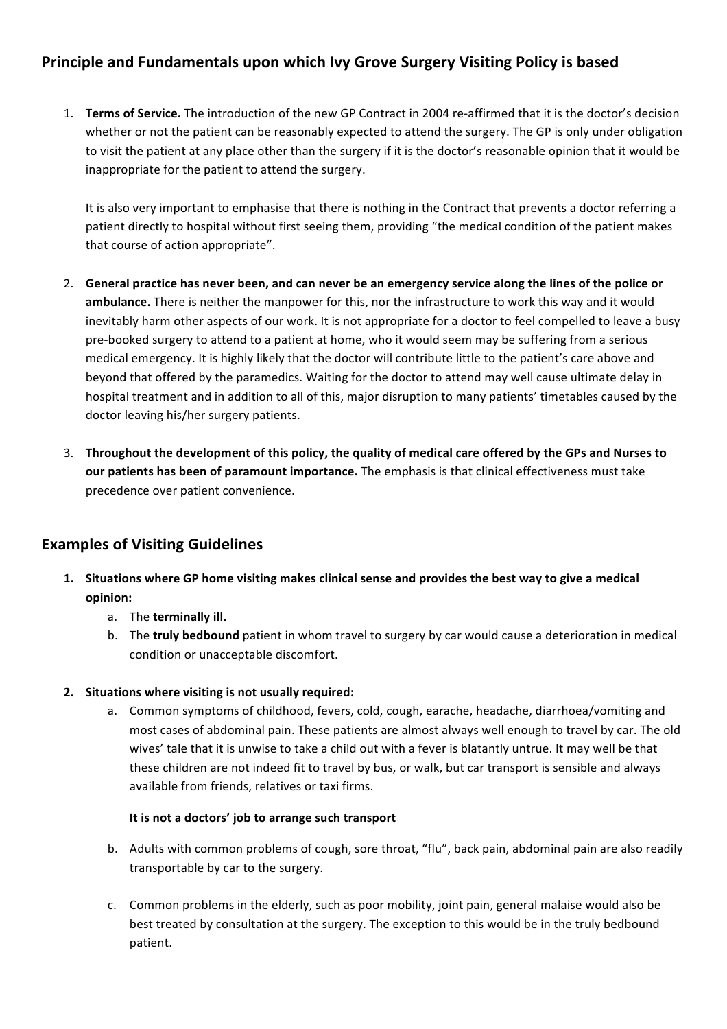## Principle and Fundamentals upon which Ivy Grove Surgery Visiting Policy is based

1. **Terms of Service.** The introduction of the new GP Contract in 2004 re-affirmed that it is the doctor's decision whether or not the patient can be reasonably expected to attend the surgery. The GP is only under obligation to visit the patient at any place other than the surgery if it is the doctor's reasonable opinion that it would be inappropriate for the patient to attend the surgery.

   It is also very important to emphasise that there is nothing in the Contract that prevents a doctor referring a patient directly to hospital without first seeing them, providing "the medical condition of the patient makes that course of action appropriate".

2. **General practice has never been, and can never be an emergency service along the lines of the police or ambulance.** There is neither the manpower for this, nor the infrastructure to work this way and it would inevitably harm other aspects of our work. It is not appropriate for a doctor to feel compelled to leave a busy pre-booked surgery to attend to a patient at home, who it would seem may be suffering from a serious medical emergency. It is highly likely that the doctor will contribute little to the patient's care above and beyond that offered by the paramedics. Waiting for the doctor to attend may well cause ultimate delay in hospital treatment and in addition to all of this, major disruption to many patients' timetables caused by the doctor leaving his/her surgery patients.

3. **Throughout the development of this policy, the quality of medical care offered by the GPs and Nurses to our patients has been of paramount importance.** The emphasis is that clinical effectiveness must take precedence over patient convenience.

## Examples of Visiting Guidelines

1. **Situations where GP home visiting makes clinical sense and provides the best way to give a medical opinion:**
   a. The **terminally ill.**
   b. The **truly bedbound** patient in whom travel to surgery by car would cause a deterioration in medical condition or unacceptable discomfort.

2. **Situations where visiting is not usually required:**
   a. Common symptoms of childhood, fevers, cold, cough, earache, headache, diarrhoea/vomiting and most cases of abdominal pain. These patients are almost always well enough to travel by car. The old wives' tale that it is unwise to take a child out with a fever is blatantly untrue. It may well be that these children are not indeed fit to travel by bus, or walk, but car transport is sensible and always available from friends, relatives or taxi firms.

      **It is not a doctors' job to arrange such transport**

   b. Adults with common problems of cough, sore throat, "flu", back pain, abdominal pain are also readily transportable by car to the surgery.

   c. Common problems in the elderly, such as poor mobility, joint pain, general malaise would also be best treated by consultation at the surgery. The exception to this would be in the truly bedbound patient.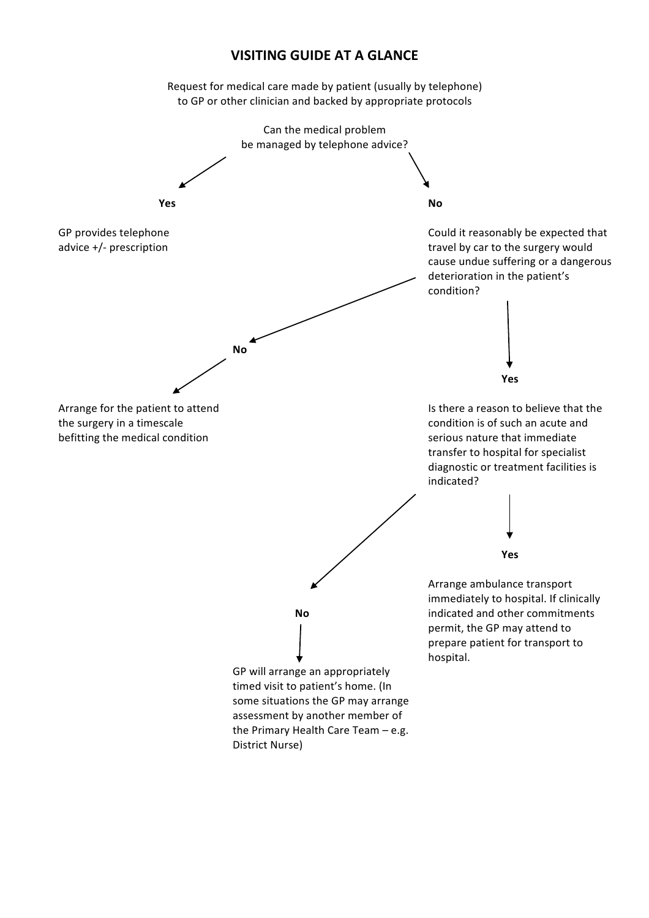# VISITING GUIDE AT A GLANCE

Request for medical care made by patient (usually by telephone) to GP or other clinician and backed by appropriate protocols

Can the medical problem be managed by telephone advice?

**Yes**

GP provides telephone advice +/- prescription

**No**

Could it reasonably be expected that travel by car to the surgery would cause undue suffering or a dangerous deterioration in the patient's condition?

**No**

Arrange for the patient to attend the surgery in a timescale befitting the medical condition

**Yes**

Is there a reason to believe that the condition is of such an acute and serious nature that immediate transfer to hospital for specialist diagnostic or treatment facilities is indicated?

**No**

GP will arrange an appropriately timed visit to patient's home. (In some situations the GP may arrange assessment by another member of the Primary Health Care Team – e.g. District Nurse)

**Yes**

Arrange ambulance transport immediately to hospital. If clinically indicated and other commitments permit, the GP may attend to prepare patient for transport to hospital.